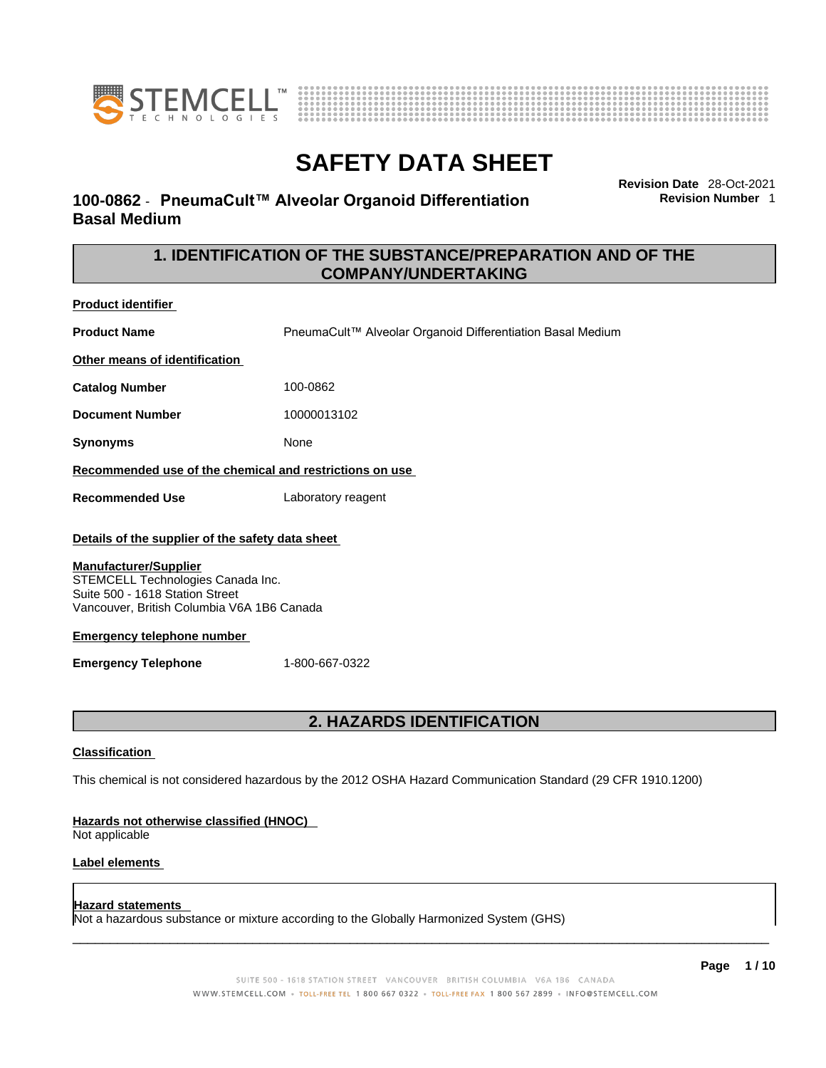# SAFETY DATA SHEET

## 100-0862 - PneumaCult™ Alveolar Organoid Differentiation Basal Medium

**Revision Date** 28-Oct-2021
**Revision Number** 1

## 1. IDENTIFICATION OF THE SUBSTANCE/PREPARATION AND OF THE COMPANY/UNDERTAKING

**Product identifier**

**Product Name** PneumaCult™ Alveolar Organoid Differentiation Basal Medium

**Other means of identification**

**Catalog Number** 100-0862

**Document Number** 10000013102

**Synonyms** None

**Recommended use of the chemical and restrictions on use**

**Recommended Use** Laboratory reagent

**Details of the supplier of the safety data sheet**

**Manufacturer/Supplier**
STEMCELL Technologies Canada Inc.
Suite 500 - 1618 Station Street
Vancouver, British Columbia V6A 1B6 Canada

**Emergency telephone number**

**Emergency Telephone** 1-800-667-0322

## 2. HAZARDS IDENTIFICATION

**Classification**

This chemical is not considered hazardous by the 2012 OSHA Hazard Communication Standard (29 CFR 1910.1200)

**Hazards not otherwise classified (HNOC)**
Not applicable

**Label elements**

**Hazard statements**
Not a hazardous substance or mixture according to the Globally Harmonized System (GHS)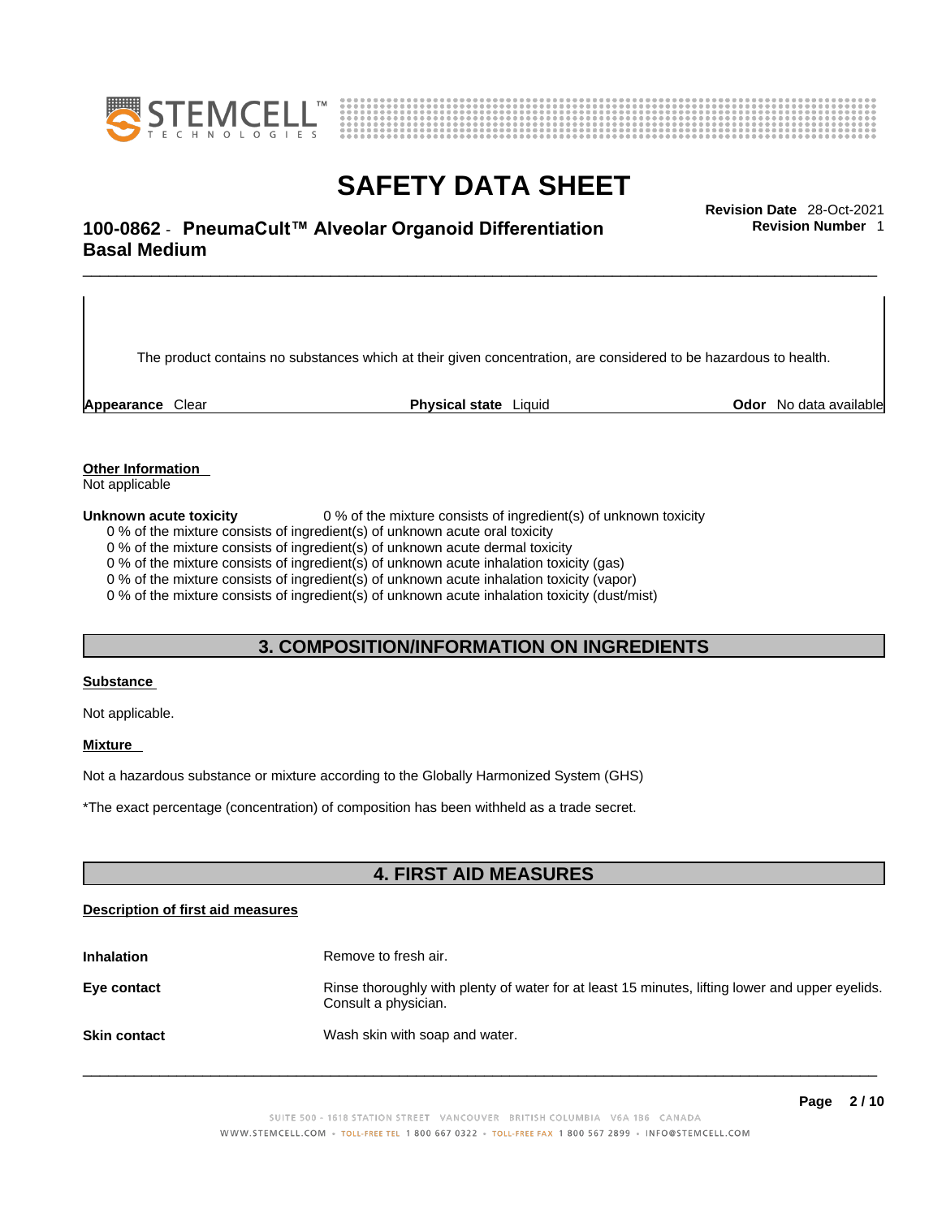The product contains no substances which at their given concentration, are considered to be hazardous to health.

| **Appearance** Clear | **Physical state** Liquid | **Odor** No data available |
|---|---|---|

**Other Information**
Not applicable

**Unknown acute toxicity** 0 % of the mixture consists of ingredient(s) of unknown toxicity
0 % of the mixture consists of ingredient(s) of unknown acute oral toxicity
0 % of the mixture consists of ingredient(s) of unknown acute dermal toxicity
0 % of the mixture consists of ingredient(s) of unknown acute inhalation toxicity (gas)
0 % of the mixture consists of ingredient(s) of unknown acute inhalation toxicity (vapor)
0 % of the mixture consists of ingredient(s) of unknown acute inhalation toxicity (dust/mist)

## 3. COMPOSITION/INFORMATION ON INGREDIENTS

**Substance**

Not applicable.

**Mixture**

Not a hazardous substance or mixture according to the Globally Harmonized System (GHS)

*The exact percentage (concentration) of composition has been withheld as a trade secret.

## 4. FIRST AID MEASURES

**Description of first aid measures**

**Inhalation** Remove to fresh air.

**Eye contact** Rinse thoroughly with plenty of water for at least 15 minutes, lifting lower and upper eyelids. Consult a physician.

**Skin contact** Wash skin with soap and water.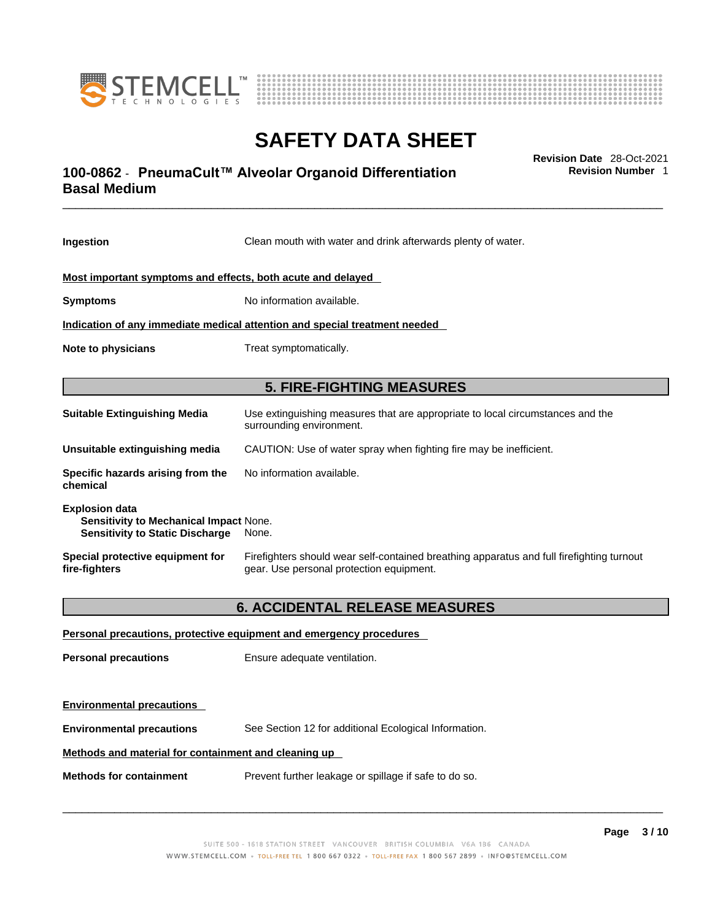**Ingestion** Clean mouth with water and drink afterwards plenty of water.

**Most important symptoms and effects, both acute and delayed**

**Symptoms** No information available.

**Indication of any immediate medical attention and special treatment needed**

**Note to physicians** Treat symptomatically.

## 5. FIRE-FIGHTING MEASURES

**Suitable Extinguishing Media** Use extinguishing measures that are appropriate to local circumstances and the surrounding environment.

**Unsuitable extinguishing media** CAUTION: Use of water spray when fighting fire may be inefficient.

**Specific hazards arising from the chemical** No information available.

**Explosion data**
**Sensitivity to Mechanical Impact** None.
**Sensitivity to Static Discharge** None.

**Special protective equipment for fire-fighters** Firefighters should wear self-contained breathing apparatus and full firefighting turnout gear. Use personal protection equipment.

## 6. ACCIDENTAL RELEASE MEASURES

**Personal precautions, protective equipment and emergency procedures**

**Personal precautions** Ensure adequate ventilation.

**Environmental precautions**

**Environmental precautions** See Section 12 for additional Ecological Information.

**Methods and material for containment and cleaning up**

**Methods for containment** Prevent further leakage or spillage if safe to do so.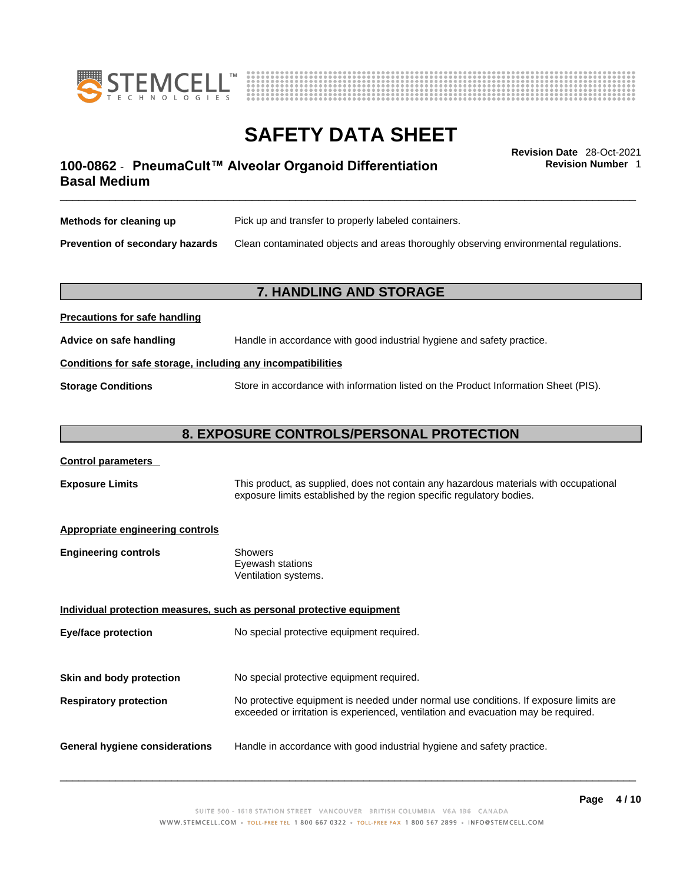**Methods for cleaning up** Pick up and transfer to properly labeled containers.

**Prevention of secondary hazards** Clean contaminated objects and areas thoroughly observing environmental regulations.

## 7. HANDLING AND STORAGE

**Precautions for safe handling**

**Advice on safe handling** Handle in accordance with good industrial hygiene and safety practice.

**Conditions for safe storage, including any incompatibilities**

**Storage Conditions** Store in accordance with information listed on the Product Information Sheet (PIS).

## 8. EXPOSURE CONTROLS/PERSONAL PROTECTION

**Control parameters**

**Exposure Limits** This product, as supplied, does not contain any hazardous materials with occupational exposure limits established by the region specific regulatory bodies.

**Appropriate engineering controls**

**Engineering controls** Showers
Eyewash stations
Ventilation systems.

**Individual protection measures, such as personal protective equipment**

**Eye/face protection** No special protective equipment required.

**Skin and body protection** No special protective equipment required.

**Respiratory protection** No protective equipment is needed under normal use conditions. If exposure limits are exceeded or irritation is experienced, ventilation and evacuation may be required.

**General hygiene considerations** Handle in accordance with good industrial hygiene and safety practice.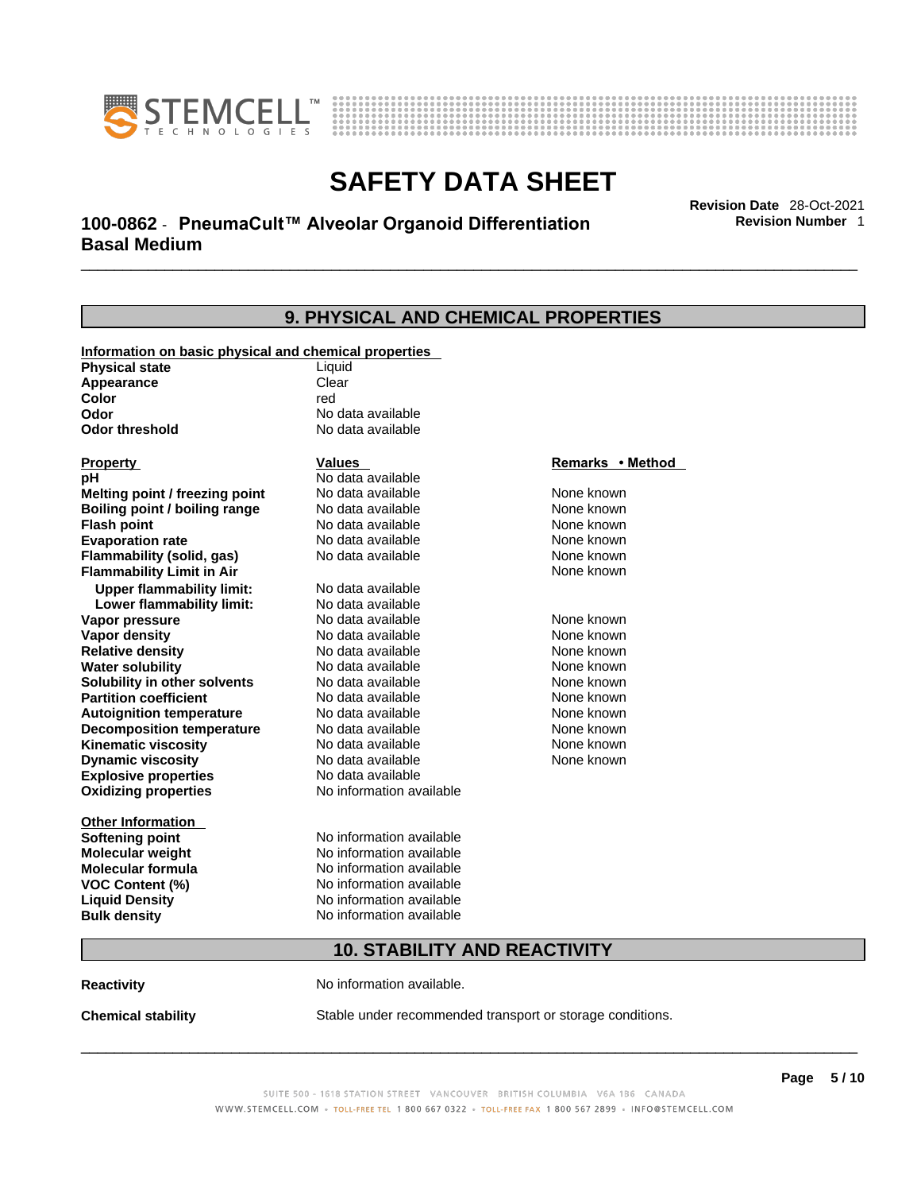## 9. PHYSICAL AND CHEMICAL PROPERTIES

**Information on basic physical and chemical properties**

| | |
|---|---|
| **Physical state** | Liquid |
| **Appearance** | Clear |
| **Color** | red |
| **Odor** | No data available |
| **Odor threshold** | No data available |

| Property | Values | Remarks • Method |
|---|---|---|
| **pH** | No data available | |
| **Melting point / freezing point** | No data available | None known |
| **Boiling point / boiling range** | No data available | None known |
| **Flash point** | No data available | None known |
| **Evaporation rate** | No data available | None known |
| **Flammability (solid, gas)** | No data available | None known |
| **Flammability Limit in Air** | | None known |
| **Upper flammability limit:** | No data available | |
| **Lower flammability limit:** | No data available | |
| **Vapor pressure** | No data available | None known |
| **Vapor density** | No data available | None known |
| **Relative density** | No data available | None known |
| **Water solubility** | No data available | None known |
| **Solubility in other solvents** | No data available | None known |
| **Partition coefficient** | No data available | None known |
| **Autoignition temperature** | No data available | None known |
| **Decomposition temperature** | No data available | None known |
| **Kinematic viscosity** | No data available | None known |
| **Dynamic viscosity** | No data available | None known |
| **Explosive properties** | No data available | |
| **Oxidizing properties** | No information available | |

**Other Information**

| | |
|---|---|
| **Softening point** | No information available |
| **Molecular weight** | No information available |
| **Molecular formula** | No information available |
| **VOC Content (%)** | No information available |
| **Liquid Density** | No information available |
| **Bulk density** | No information available |

## 10. STABILITY AND REACTIVITY

**Reactivity** No information available.

**Chemical stability** Stable under recommended transport or storage conditions.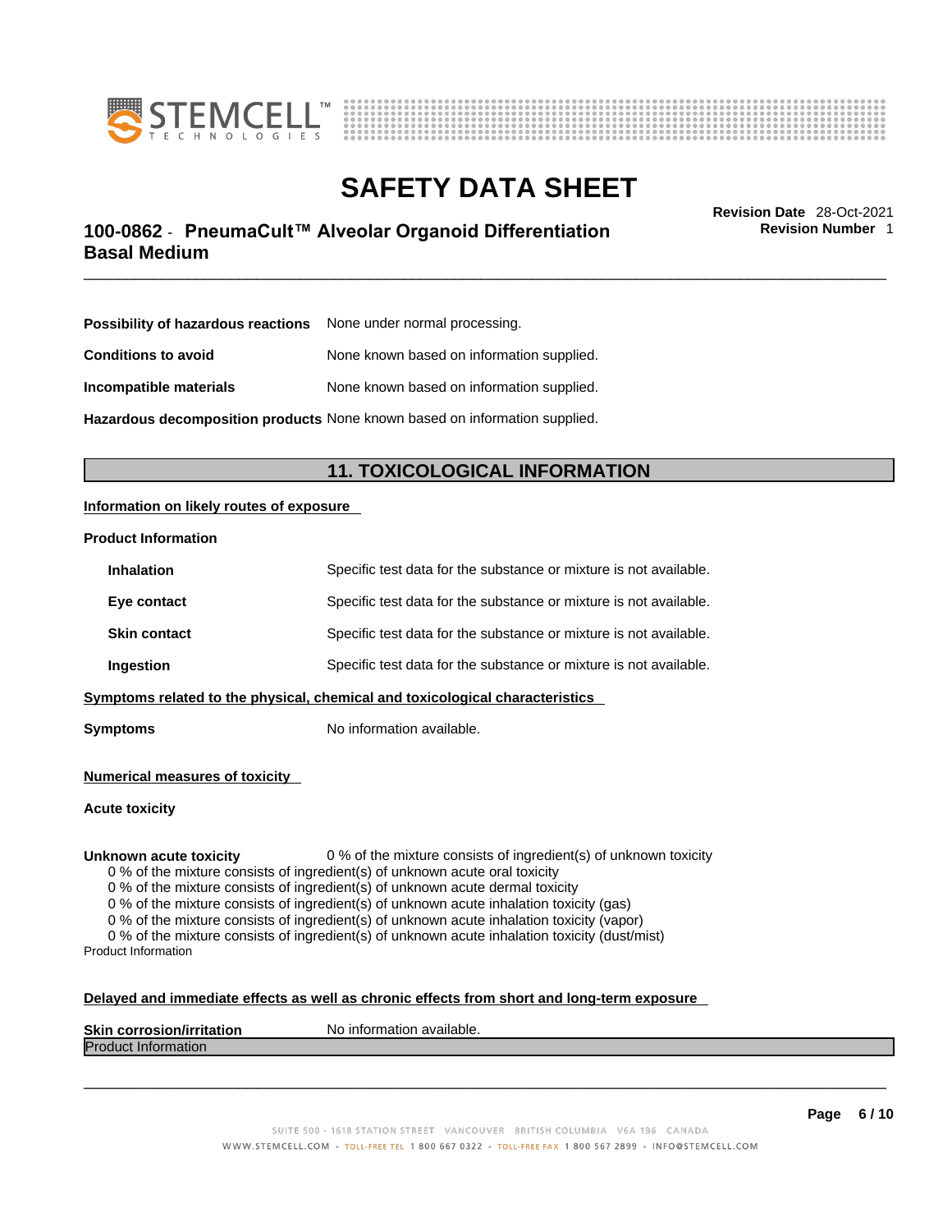**Possibility of hazardous reactions** None under normal processing.

**Conditions to avoid** None known based on information supplied.

**Incompatible materials** None known based on information supplied.

**Hazardous decomposition products** None known based on information supplied.

## 11. TOXICOLOGICAL INFORMATION

**Information on likely routes of exposure**

**Product Information**

**Inhalation** Specific test data for the substance or mixture is not available.

**Eye contact** Specific test data for the substance or mixture is not available.

**Skin contact** Specific test data for the substance or mixture is not available.

**Ingestion** Specific test data for the substance or mixture is not available.

**Symptoms related to the physical, chemical and toxicological characteristics**

**Symptoms** No information available.

**Numerical measures of toxicity**

**Acute toxicity**

**Unknown acute toxicity** 0 % of the mixture consists of ingredient(s) of unknown toxicity

0 % of the mixture consists of ingredient(s) of unknown acute oral toxicity
0 % of the mixture consists of ingredient(s) of unknown acute dermal toxicity
0 % of the mixture consists of ingredient(s) of unknown acute inhalation toxicity (gas)
0 % of the mixture consists of ingredient(s) of unknown acute inhalation toxicity (vapor)
0 % of the mixture consists of ingredient(s) of unknown acute inhalation toxicity (dust/mist)

Product Information

**Delayed and immediate effects as well as chronic effects from short and long-term exposure**

**Skin corrosion/irritation** No information available.

Product Information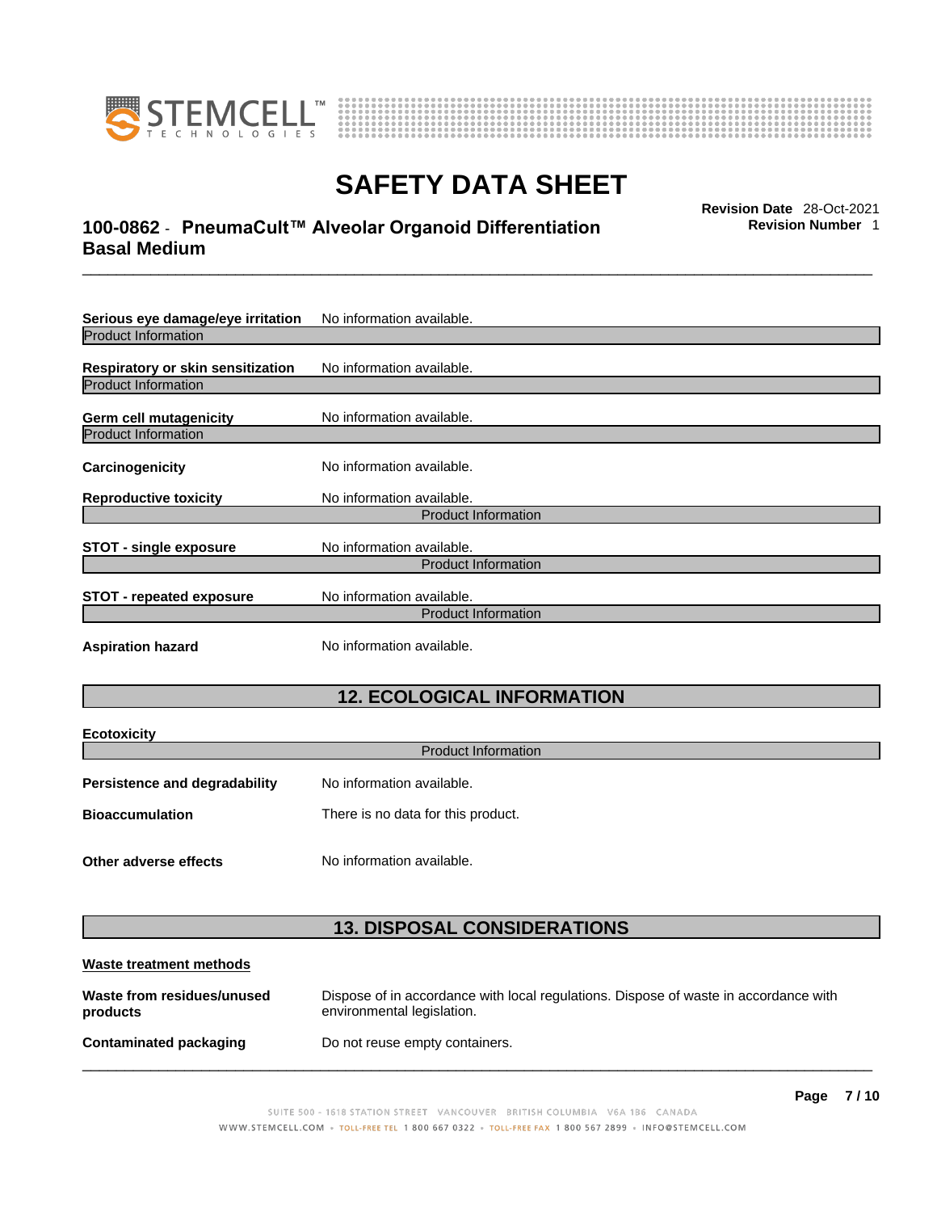**Serious eye damage/eye irritation** No information available.

Product Information

**Respiratory or skin sensitization** No information available.

Product Information

**Germ cell mutagenicity** No information available.

Product Information

**Carcinogenicity** No information available.

**Reproductive toxicity** No information available.

Product Information

**STOT - single exposure** No information available.

Product Information

**STOT - repeated exposure** No information available.

Product Information

**Aspiration hazard** No information available.

## 12. ECOLOGICAL INFORMATION

**Ecotoxicity**

Product Information

**Persistence and degradability** No information available.

**Bioaccumulation** There is no data for this product.

**Other adverse effects** No information available.

## 13. DISPOSAL CONSIDERATIONS

**Waste treatment methods**

**Waste from residues/unused products** Dispose of in accordance with local regulations. Dispose of waste in accordance with environmental legislation.

**Contaminated packaging** Do not reuse empty containers.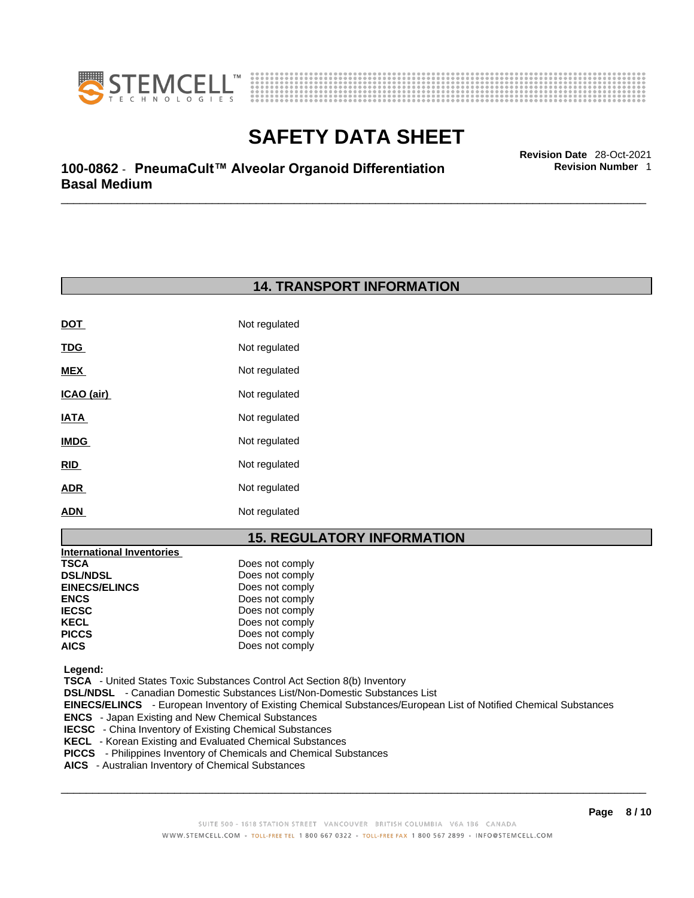## 14. TRANSPORT INFORMATION

| | |
|---|---|
| **DOT** | Not regulated |
| **TDG** | Not regulated |
| **MEX** | Not regulated |
| **ICAO (air)** | Not regulated |
| **IATA** | Not regulated |
| **IMDG** | Not regulated |
| **RID** | Not regulated |
| **ADR** | Not regulated |
| **ADN** | Not regulated |

## 15. REGULATORY INFORMATION

**International Inventories**

| | |
|---|---|
| **TSCA** | Does not comply |
| **DSL/NDSL** | Does not comply |
| **EINECS/ELINCS** | Does not comply |
| **ENCS** | Does not comply |
| **IECSC** | Does not comply |
| **KECL** | Does not comply |
| **PICCS** | Does not comply |
| **AICS** | Does not comply |

**Legend:**
**TSCA** - United States Toxic Substances Control Act Section 8(b) Inventory
**DSL/NDSL** - Canadian Domestic Substances List/Non-Domestic Substances List
**EINECS/ELINCS** - European Inventory of Existing Chemical Substances/European List of Notified Chemical Substances
**ENCS** - Japan Existing and New Chemical Substances
**IECSC** - China Inventory of Existing Chemical Substances
**KECL** - Korean Existing and Evaluated Chemical Substances
**PICCS** - Philippines Inventory of Chemicals and Chemical Substances
**AICS** - Australian Inventory of Chemical Substances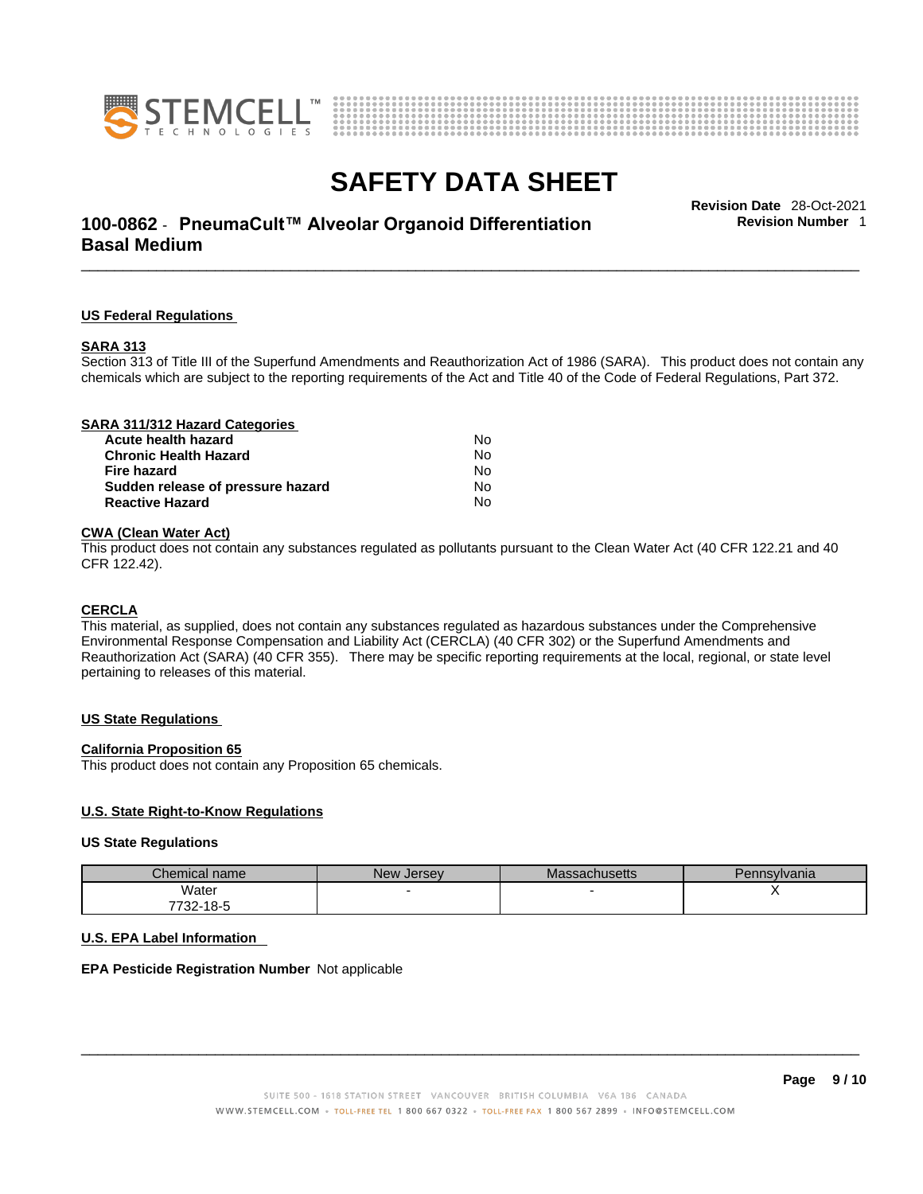### US Federal Regulations

#### SARA 313

Section 313 of Title III of the Superfund Amendments and Reauthorization Act of 1986 (SARA). This product does not contain any chemicals which are subject to the reporting requirements of the Act and Title 40 of the Code of Federal Regulations, Part 372.

#### SARA 311/312 Hazard Categories

| | |
|---|---|
| **Acute health hazard** | No |
| **Chronic Health Hazard** | No |
| **Fire hazard** | No |
| **Sudden release of pressure hazard** | No |
| **Reactive Hazard** | No |

#### CWA (Clean Water Act)

This product does not contain any substances regulated as pollutants pursuant to the Clean Water Act (40 CFR 122.21 and 40 CFR 122.42).

#### CERCLA

This material, as supplied, does not contain any substances regulated as hazardous substances under the Comprehensive Environmental Response Compensation and Liability Act (CERCLA) (40 CFR 302) or the Superfund Amendments and Reauthorization Act (SARA) (40 CFR 355). There may be specific reporting requirements at the local, regional, or state level pertaining to releases of this material.

### US State Regulations

#### California Proposition 65

This product does not contain any Proposition 65 chemicals.

### U.S. State Right-to-Know Regulations

#### US State Regulations

| Chemical name | New Jersey | Massachusetts | Pennsylvania |
|---|---|---|---|
| Water<br>7732-18-5 | - | - | X |

### U.S. EPA Label Information

**EPA Pesticide Registration Number** Not applicable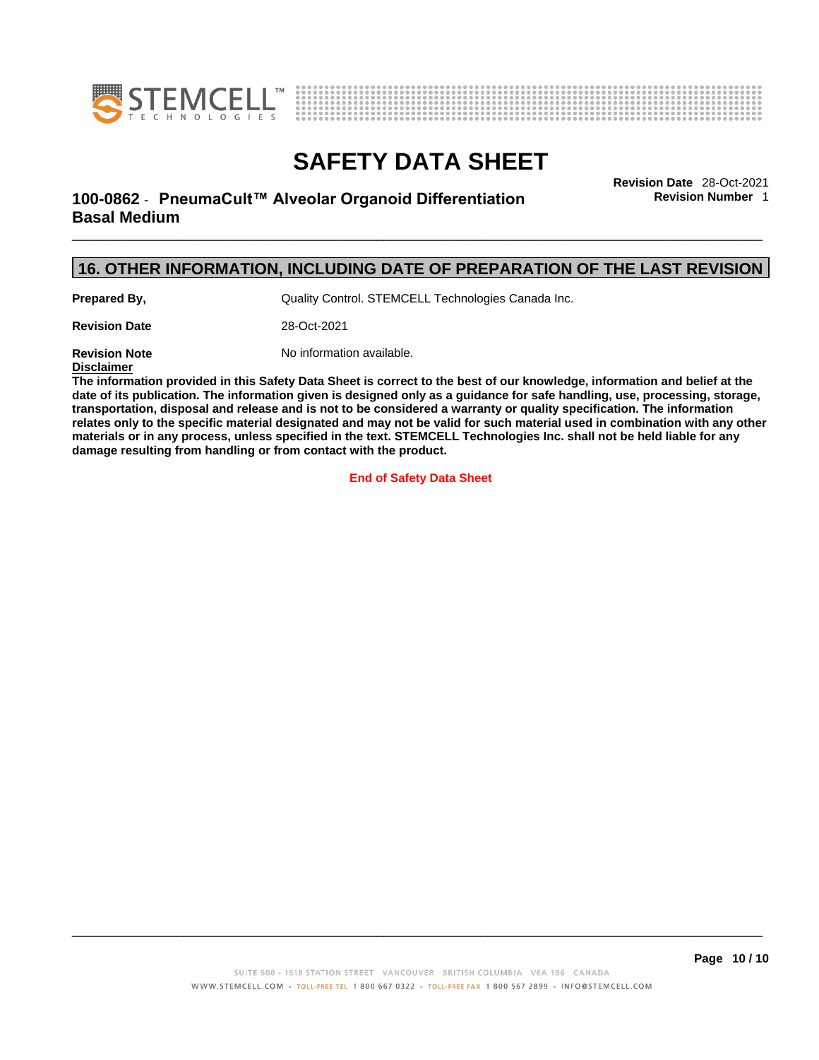## 16. OTHER INFORMATION, INCLUDING DATE OF PREPARATION OF THE LAST REVISION

**Prepared By,** Quality Control. STEMCELL Technologies Canada Inc.

**Revision Date** 28-Oct-2021

**Revision Note** No information available.

**Disclaimer**

**The information provided in this Safety Data Sheet is correct to the best of our knowledge, information and belief at the date of its publication. The information given is designed only as a guidance for safe handling, use, processing, storage, transportation, disposal and release and is not to be considered a warranty or quality specification. The information relates only to the specific material designated and may not be valid for such material used in combination with any other materials or in any process, unless specified in the text. STEMCELL Technologies Inc. shall not be held liable for any damage resulting from handling or from contact with the product.**

**End of Safety Data Sheet**